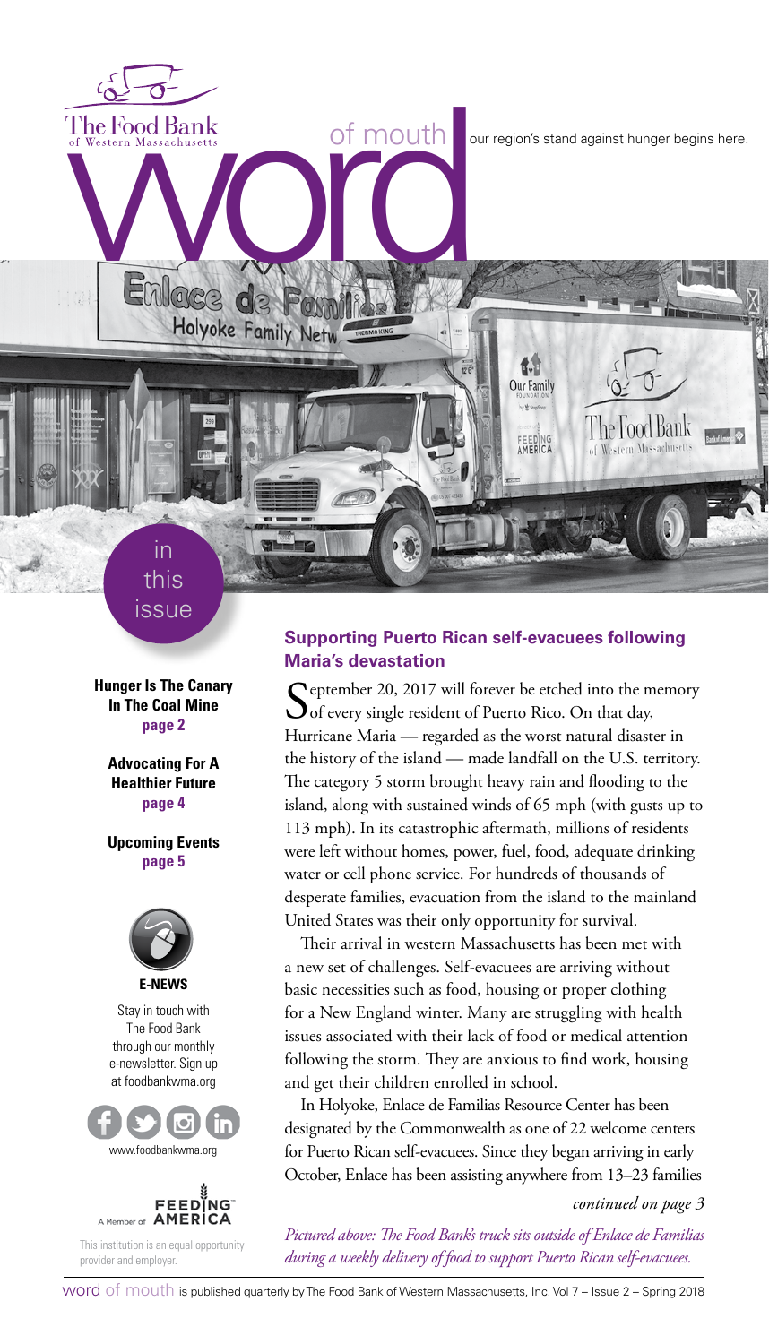The Food Bank of Western Massachusetts

# word of mouth

our region's stand against hunger begins here.

## in this issue

**Hunger Is The Canary In The Coal Mine**
**page 2**

**Advocating For A Healthier Future**
**page 4**

**Upcoming Events**
**page 5**

**E-NEWS**

Stay in touch with The Food Bank through our monthly e-newsletter. Sign up at foodbankwma.org

www.foodbankwma.org

A Member of FEEDING AMERICA

This institution is an equal opportunity provider and employer.

## Supporting Puerto Rican self-evacuees following Maria's devastation

September 20, 2017 will forever be etched into the memory of every single resident of Puerto Rico. On that day, Hurricane Maria — regarded as the worst natural disaster in the history of the island — made landfall on the U.S. territory. The category 5 storm brought heavy rain and flooding to the island, along with sustained winds of 65 mph (with gusts up to 113 mph). In its catastrophic aftermath, millions of residents were left without homes, power, fuel, food, adequate drinking water or cell phone service. For hundreds of thousands of desperate families, evacuation from the island to the mainland United States was their only opportunity for survival.

Their arrival in western Massachusetts has been met with a new set of challenges. Self-evacuees are arriving without basic necessities such as food, housing or proper clothing for a New England winter. Many are struggling with health issues associated with their lack of food or medical attention following the storm. They are anxious to find work, housing and get their children enrolled in school.

In Holyoke, Enlace de Familias Resource Center has been designated by the Commonwealth as one of 22 welcome centers for Puerto Rican self-evacuees. Since they began arriving in early October, Enlace has been assisting anywhere from 13–23 families

*continued on page 3*

*Pictured above: The Food Bank's truck sits outside of Enlace de Familias during a weekly delivery of food to support Puerto Rican self-evacuees.*

word of mouth is published quarterly by The Food Bank of Western Massachusetts, Inc. Vol 7 – Issue 2 – Spring 2018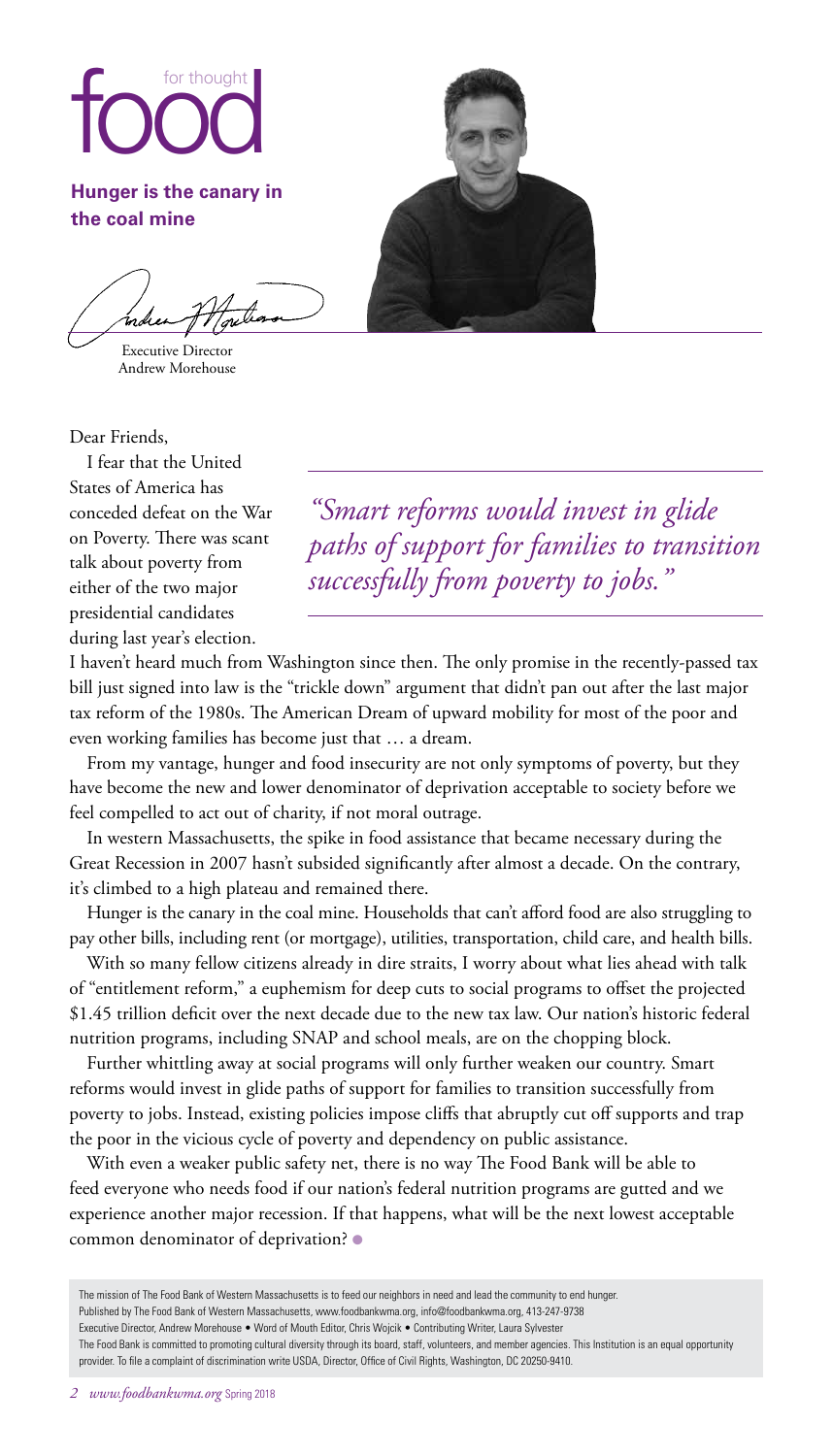# food for thought

## Hunger is the canary in the coal mine

Executive Director
Andrew Morehouse

Dear Friends,

I fear that the United States of America has conceded defeat on the War on Poverty. There was scant talk about poverty from either of the two major presidential candidates during last year's election. I haven't heard much from Washington since then. The only promise in the recently-passed tax bill just signed into law is the "trickle down" argument that didn't pan out after the last major tax reform of the 1980s. The American Dream of upward mobility for most of the poor and even working families has become just that … a dream.

*"Smart reforms would invest in glide paths of support for families to transition successfully from poverty to jobs."*

From my vantage, hunger and food insecurity are not only symptoms of poverty, but they have become the new and lower denominator of deprivation acceptable to society before we feel compelled to act out of charity, if not moral outrage.

In western Massachusetts, the spike in food assistance that became necessary during the Great Recession in 2007 hasn't subsided significantly after almost a decade. On the contrary, it's climbed to a high plateau and remained there.

Hunger is the canary in the coal mine. Households that can't afford food are also struggling to pay other bills, including rent (or mortgage), utilities, transportation, child care, and health bills.

With so many fellow citizens already in dire straits, I worry about what lies ahead with talk of "entitlement reform," a euphemism for deep cuts to social programs to offset the projected $1.45 trillion deficit over the next decade due to the new tax law. Our nation's historic federal nutrition programs, including SNAP and school meals, are on the chopping block.

Further whittling away at social programs will only further weaken our country. Smart reforms would invest in glide paths of support for families to transition successfully from poverty to jobs. Instead, existing policies impose cliffs that abruptly cut off supports and trap the poor in the vicious cycle of poverty and dependency on public assistance.

With even a weaker public safety net, there is no way The Food Bank will be able to feed everyone who needs food if our nation's federal nutrition programs are gutted and we experience another major recession. If that happens, what will be the next lowest acceptable common denominator of deprivation?

The mission of The Food Bank of Western Massachusetts is to feed our neighbors in need and lead the community to end hunger.
Published by The Food Bank of Western Massachusetts, www.foodbankwma.org, info@foodbankwma.org, 413-247-9738
Executive Director, Andrew Morehouse • Word of Mouth Editor, Chris Wojcik • Contributing Writer, Laura Sylvester
The Food Bank is committed to promoting cultural diversity through its board, staff, volunteers, and member agencies. This Institution is an equal opportunity provider. To file a complaint of discrimination write USDA, Director, Office of Civil Rights, Washington, DC 20250-9410.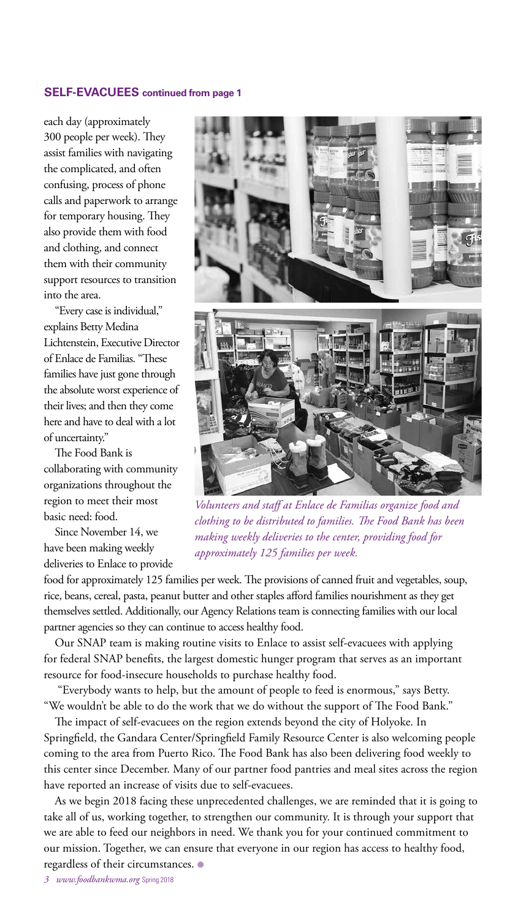**SELF-EVACUEES continued from page 1**

each day (approximately 300 people per week). They assist families with navigating the complicated, and often confusing, process of phone calls and paperwork to arrange for temporary housing. They also provide them with food and clothing, and connect them with their community support resources to transition into the area.

"Every case is individual," explains Betty Medina Lichtenstein, Executive Director of Enlace de Familias. "These families have just gone through the absolute worst experience of their lives; and then they come here and have to deal with a lot of uncertainty."

The Food Bank is collaborating with community organizations throughout the region to meet their most basic need: food.

Since November 14, we have been making weekly deliveries to Enlace to provide food for approximately 125 families per week. The provisions of canned fruit and vegetables, soup, rice, beans, cereal, pasta, peanut butter and other staples afford families nourishment as they get themselves settled. Additionally, our Agency Relations team is connecting families with our local partner agencies so they can continue to access healthy food.

*Volunteers and staff at Enlace de Familias organize food and clothing to be distributed to families. The Food Bank has been making weekly deliveries to the center, providing food for approximately 125 families per week.*

Our SNAP team is making routine visits to Enlace to assist self-evacuees with applying for federal SNAP benefits, the largest domestic hunger program that serves as an important resource for food-insecure households to purchase healthy food.

"Everybody wants to help, but the amount of people to feed is enormous," says Betty. "We wouldn't be able to do the work that we do without the support of The Food Bank."

The impact of self-evacuees on the region extends beyond the city of Holyoke. In Springfield, the Gandara Center/Springfield Family Resource Center is also welcoming people coming to the area from Puerto Rico. The Food Bank has also been delivering food weekly to this center since December. Many of our partner food pantries and meal sites across the region have reported an increase of visits due to self-evacuees.

As we begin 2018 facing these unprecedented challenges, we are reminded that it is going to take all of us, working together, to strengthen our community. It is through your support that we are able to feed our neighbors in need. We thank you for your continued commitment to our mission. Together, we can ensure that everyone in our region has access to healthy food, regardless of their circumstances.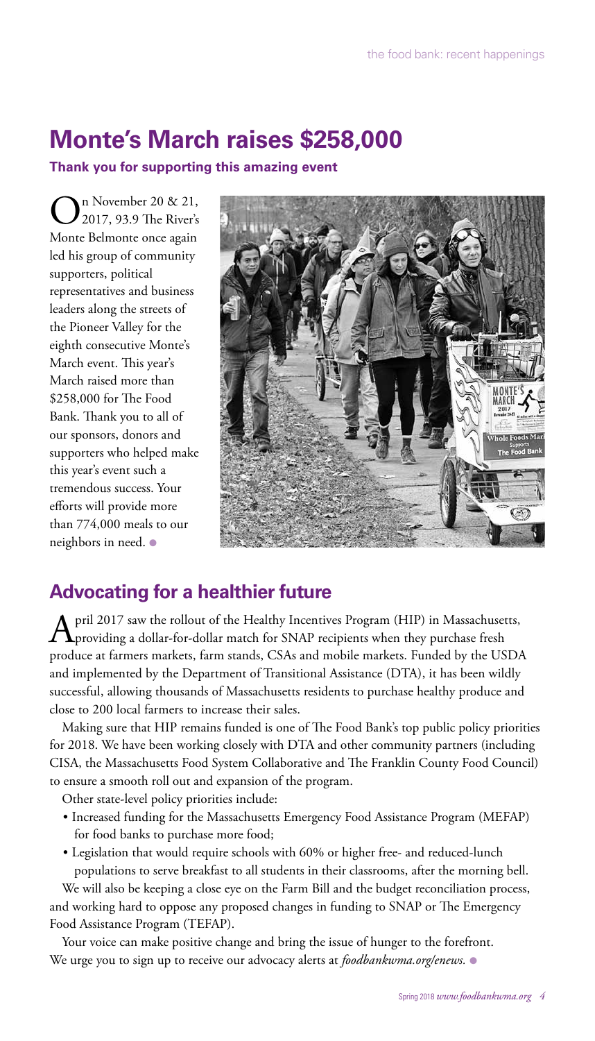# Monte's March raises $258,000

**Thank you for supporting this amazing event**

On November 20 & 21, 2017, 93.9 The River's Monte Belmonte once again led his group of community supporters, political representatives and business leaders along the streets of the Pioneer Valley for the eighth consecutive Monte's March event. This year's March raised more than $258,000 for The Food Bank. Thank you to all of our sponsors, donors and supporters who helped make this year's event such a tremendous success. Your efforts will provide more than 774,000 meals to our neighbors in need.

## Advocating for a healthier future

April 2017 saw the rollout of the Healthy Incentives Program (HIP) in Massachusetts, providing a dollar-for-dollar match for SNAP recipients when they purchase fresh produce at farmers markets, farm stands, CSAs and mobile markets. Funded by the USDA and implemented by the Department of Transitional Assistance (DTA), it has been wildly successful, allowing thousands of Massachusetts residents to purchase healthy produce and close to 200 local farmers to increase their sales.

Making sure that HIP remains funded is one of The Food Bank's top public policy priorities for 2018. We have been working closely with DTA and other community partners (including CISA, the Massachusetts Food System Collaborative and The Franklin County Food Council) to ensure a smooth roll out and expansion of the program.

Other state-level policy priorities include:

- Increased funding for the Massachusetts Emergency Food Assistance Program (MEFAP) for food banks to purchase more food;
- Legislation that would require schools with 60% or higher free- and reduced-lunch populations to serve breakfast to all students in their classrooms, after the morning bell.

We will also be keeping a close eye on the Farm Bill and the budget reconciliation process, and working hard to oppose any proposed changes in funding to SNAP or The Emergency Food Assistance Program (TEFAP).

Your voice can make positive change and bring the issue of hunger to the forefront. We urge you to sign up to receive our advocacy alerts at *foodbankwma.org/enews.*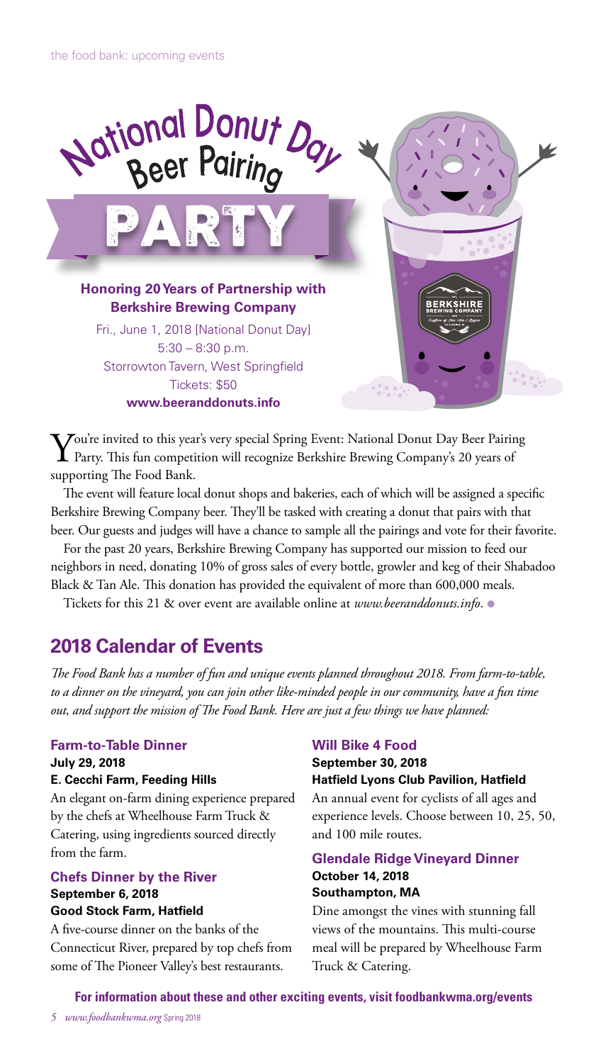# National Donut Day Beer Pairing PARTY

**Honoring 20 Years of Partnership with Berkshire Brewing Company**

Fri., June 1, 2018 [National Donut Day]
5:30 – 8:30 p.m.
Storrowton Tavern, West Springfield
Tickets: $50
**www.beeranddonuts.info**

You're invited to this year's very special Spring Event: National Donut Day Beer Pairing Party. This fun competition will recognize Berkshire Brewing Company's 20 years of supporting The Food Bank.

The event will feature local donut shops and bakeries, each of which will be assigned a specific Berkshire Brewing Company beer. They'll be tasked with creating a donut that pairs with that beer. Our guests and judges will have a chance to sample all the pairings and vote for their favorite.

For the past 20 years, Berkshire Brewing Company has supported our mission to feed our neighbors in need, donating 10% of gross sales of every bottle, growler and keg of their Shabadoo Black & Tan Ale. This donation has provided the equivalent of more than 600,000 meals.

Tickets for this 21 & over event are available online at *www.beeranddonuts.info*.

## 2018 Calendar of Events

*The Food Bank has a number of fun and unique events planned throughout 2018. From farm-to-table, to a dinner on the vineyard, you can join other like-minded people in our community, have a fun time out, and support the mission of The Food Bank. Here are just a few things we have planned:*

### Farm-to-Table Dinner

**July 29, 2018**
**E. Cecchi Farm, Feeding Hills**

An elegant on-farm dining experience prepared by the chefs at Wheelhouse Farm Truck & Catering, using ingredients sourced directly from the farm.

### Chefs Dinner by the River

**September 6, 2018**
**Good Stock Farm, Hatfield**

A five-course dinner on the banks of the Connecticut River, prepared by top chefs from some of The Pioneer Valley's best restaurants.

### Will Bike 4 Food

**September 30, 2018**
**Hatfield Lyons Club Pavilion, Hatfield**

An annual event for cyclists of all ages and experience levels. Choose between 10, 25, 50, and 100 mile routes.

### Glendale Ridge Vineyard Dinner

**October 14, 2018**
**Southampton, MA**

Dine amongst the vines with stunning fall views of the mountains. This multi-course meal will be prepared by Wheelhouse Farm Truck & Catering.

**For information about these and other exciting events, visit foodbankwma.org/events**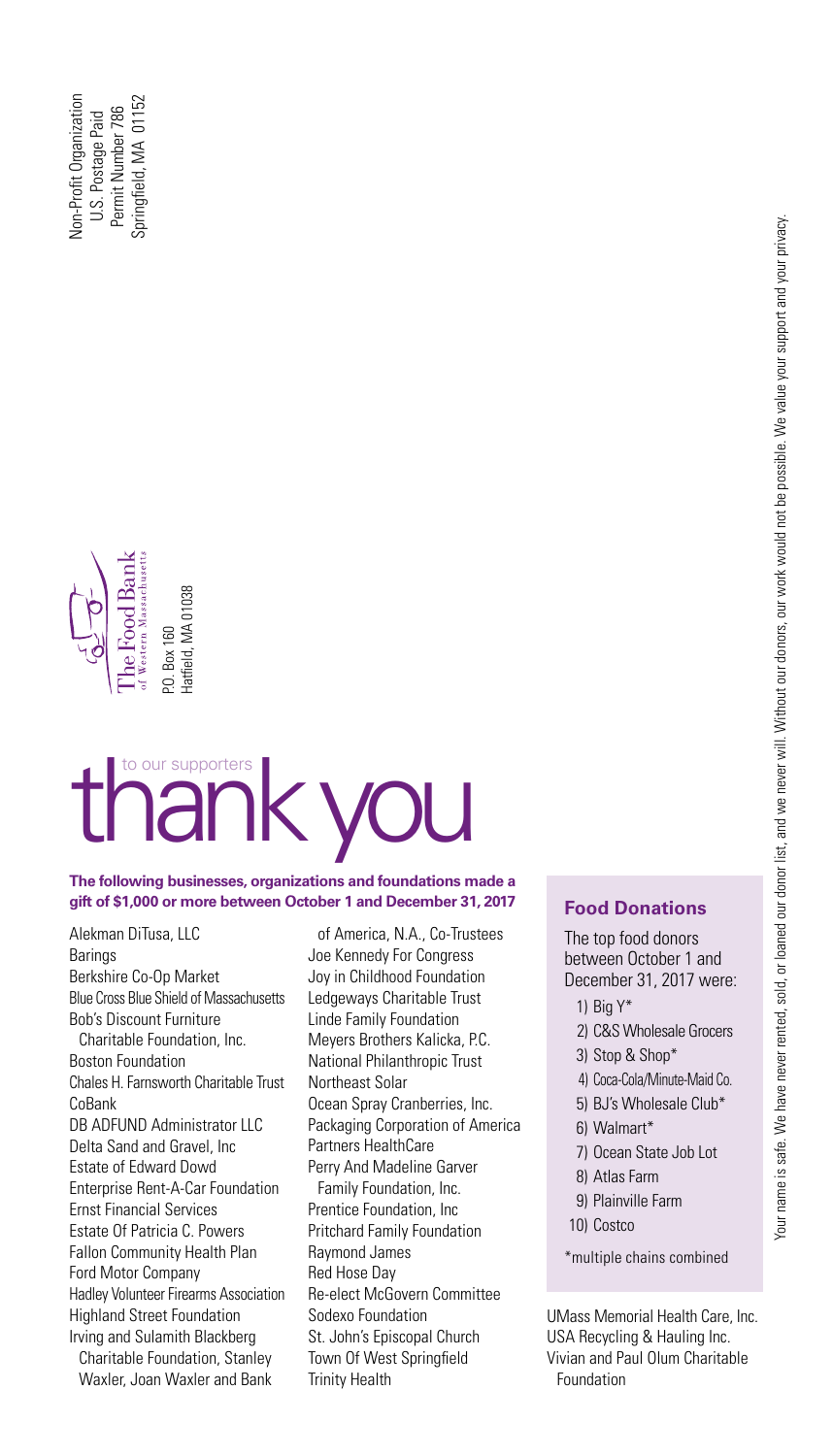Non-Profit Organization
U.S. Postage Paid
Permit Number 786
Springfield, MA 01152

The Food Bank
of Western Massachusetts

P.O. Box 160
Hatfield, MA 01038

# thank you

to our supporters

**The following businesses, organizations and foundations made a gift of $1,000 or more between October 1 and December 31, 2017**

Alekman DiTusa, LLC
Barings
Berkshire Co-Op Market
Blue Cross Blue Shield of Massachusetts
Bob's Discount Furniture Charitable Foundation, Inc.
Boston Foundation
Chales H. Farnsworth Charitable Trust
CoBank
DB ADFUND Administrator LLC
Delta Sand and Gravel, Inc
Estate of Edward Dowd
Enterprise Rent-A-Car Foundation
Ernst Financial Services
Estate Of Patricia C. Powers
Fallon Community Health Plan
Ford Motor Company
Hadley Volunteer Firearms Association
Highland Street Foundation
Irving and Sulamith Blackberg Charitable Foundation, Stanley Waxler, Joan Waxler and Bank of America, N.A., Co-Trustees
Joe Kennedy For Congress
Joy in Childhood Foundation
Ledgeways Charitable Trust
Linde Family Foundation
Meyers Brothers Kalicka, P.C.
National Philanthropic Trust
Northeast Solar
Ocean Spray Cranberries, Inc.
Packaging Corporation of America
Partners HealthCare
Perry And Madeline Garver Family Foundation, Inc.
Prentice Foundation, Inc
Pritchard Family Foundation
Raymond James
Red Hose Day
Re-elect McGovern Committee
Sodexo Foundation
St. John's Episcopal Church
Town Of West Springfield
Trinity Health
UMass Memorial Health Care, Inc.
USA Recycling & Hauling Inc.
Vivian and Paul Olum Charitable Foundation

## Food Donations

The top food donors between October 1 and December 31, 2017 were:

1) Big Y*
2) C&S Wholesale Grocers
3) Stop & Shop*
4) Coca-Cola/Minute-Maid Co.
5) BJ's Wholesale Club*
6) Walmart*
7) Ocean State Job Lot
8) Atlas Farm
9) Plainville Farm
10) Costco

*multiple chains combined

Your name is safe. We have never rented, sold, or loaned our donor list, and we never will. Without our donors, our work would not be possible. We value your support and your privacy.